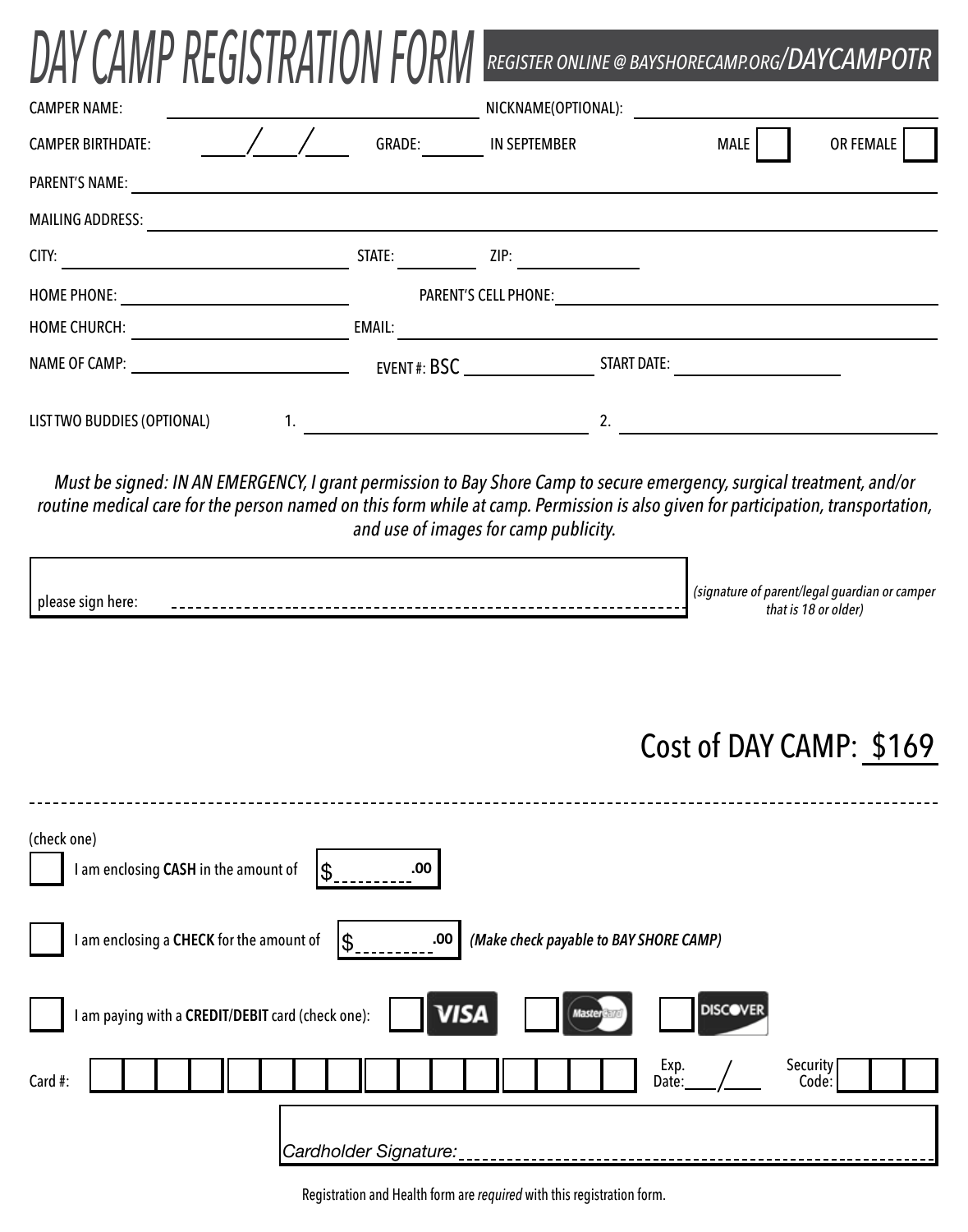# DAY CAMP REGISTRATION FORM

REGISTER ONLINE @ BAYSHORECAMP.ORG/DAYCAMPOTR

CAMPER NAME: ______________________ NICKNAME(OPTIONAL): ______________________

CAMPER BIRTHDATE: ____/____/____ GRADE: ______ IN SEPTEMBER MALE ☐ OR FEMALE ☐

PARENT'S NAME: ______________________

MAILING ADDRESS: ______________________

CITY: ______________________ STATE: ________ ZIP: ________

HOME PHONE: ______________________ PARENT'S CELL PHONE: ______________________

HOME CHURCH: ______________________ EMAIL: ______________________

NAME OF CAMP: ______________________ EVENT #: BSC ____________ START DATE: ____________

LIST TWO BUDDIES (OPTIONAL) 1. ______________________ 2. ______________________

*Must be signed: IN AN EMERGENCY, I grant permission to Bay Shore Camp to secure emergency, surgical treatment, and/or routine medical care for the person named on this form while at camp. Permission is also given for participation, transportation, and use of images for camp publicity.*

please sign here: ------------------------------------------------------------

*(signature of parent/legal guardian or camper that is 18 or older)*

## Cost of DAY CAMP: $169

(check one)

☐ I am enclosing **CASH** in the amount of $________.00

☐ I am enclosing a **CHECK** for the amount of $________.00 ***(Make check payable to BAY SHORE CAMP)***

☐ I am paying with a **CREDIT/DEBIT** card (check one): ☐ VISA ☐ MasterCard ☐ DISCOVER

Card #: ☐☐☐☐ ☐☐☐☐ ☐☐☐☐ ☐☐☐☐ Exp. Date: ____/____ Security Code: ☐☐☐

Cardholder Signature: ------------------------------------------------------------

Registration and Health form are *required* with this registration form.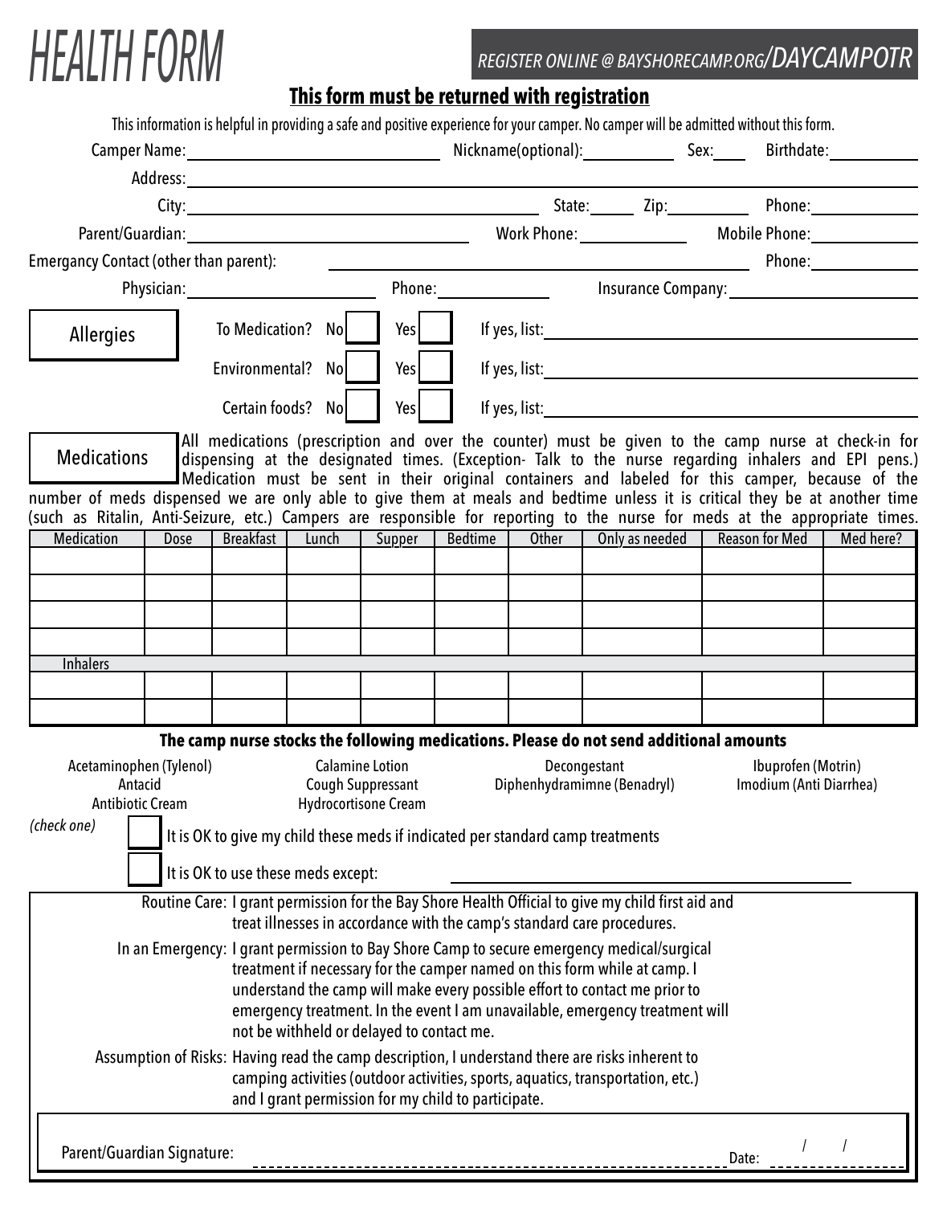# HEALTH FORM

*REGISTER ONLINE @ BAYSHORECAMP.ORG/DAYCAMPOTR*

**This form must be returned with registration**

This information is helpful in providing a safe and positive experience for your camper. No camper will be admitted without this form.

Camper Name: ______________________ Nickname(optional): __________ Sex: ____ Birthdate: __________

Address: ______________________________________________

City: ______________________ State: ______ Zip: __________ Phone: ____________

Parent/Guardian: ______________________ Work Phone: ____________ Mobile Phone: ____________

Emergancy Contact (other than parent): ______________________ Phone: ____________

Physician: ______________ Phone: ____________ Insurance Company: ______________

**Allergies**

| | No | Yes | If yes, list: |
|---|---|---|---|
| To Medication? | ☐ | ☐ | |
| Environmental? | ☐ | ☐ | |
| Certain foods? | ☐ | ☐ | |

**Medications**

All medications (prescription and over the counter) must be given to the camp nurse at check-in for dispensing at the designated times. (Exception- Talk to the nurse regarding inhalers and EPI pens.) Medication must be sent in their original containers and labeled for this camper, because of the number of meds dispensed we are only able to give them at meals and bedtime unless it is critical they be at another time (such as Ritalin, Anti-Seizure, etc.) Campers are responsible for reporting to the nurse for meds at the appropriate times.

| Medication | Dose | Breakfast | Lunch | Supper | Bedtime | Other | Only as needed | Reason for Med | Med here? |
|---|---|---|---|---|---|---|---|---|---|
| | | | | | | | | | |
| | | | | | | | | | |
| | | | | | | | | | |
| | | | | | | | | | |
| Inhalers | | | | | | | | | |
| | | | | | | | | | |
| | | | | | | | | | |

**The camp nurse stocks the following medications. Please do not send additional amounts**

- Acetaminophen (Tylenol)
- Antacid
- Antibiotic Cream
- Calamine Lotion
- Cough Suppressant
- Hydrocortisone Cream
- Decongestant
- Diphenhydramimne (Benadryl)
- Ibuprofen (Motrin)
- Imodium (Anti Diarrhea)

*(check one)*

☐ It is OK to give my child these meds if indicated per standard camp treatments

☐ It is OK to use these meds except: ______________________

Routine Care: I grant permission for the Bay Shore Health Official to give my child first aid and treat illnesses in accordance with the camp's standard care procedures.

In an Emergency: I grant permission to Bay Shore Camp to secure emergency medical/surgical treatment if necessary for the camper named on this form while at camp. I understand the camp will make every possible effort to contact me prior to emergency treatment. In the event I am unavailable, emergency treatment will not be withheld or delayed to contact me.

Assumption of Risks: Having read the camp description, I understand there are risks inherent to camping activities (outdoor activities, sports, aquatics, transportation, etc.) and I grant permission for my child to participate.

Parent/Guardian Signature: ______________________ Date: ____/____/____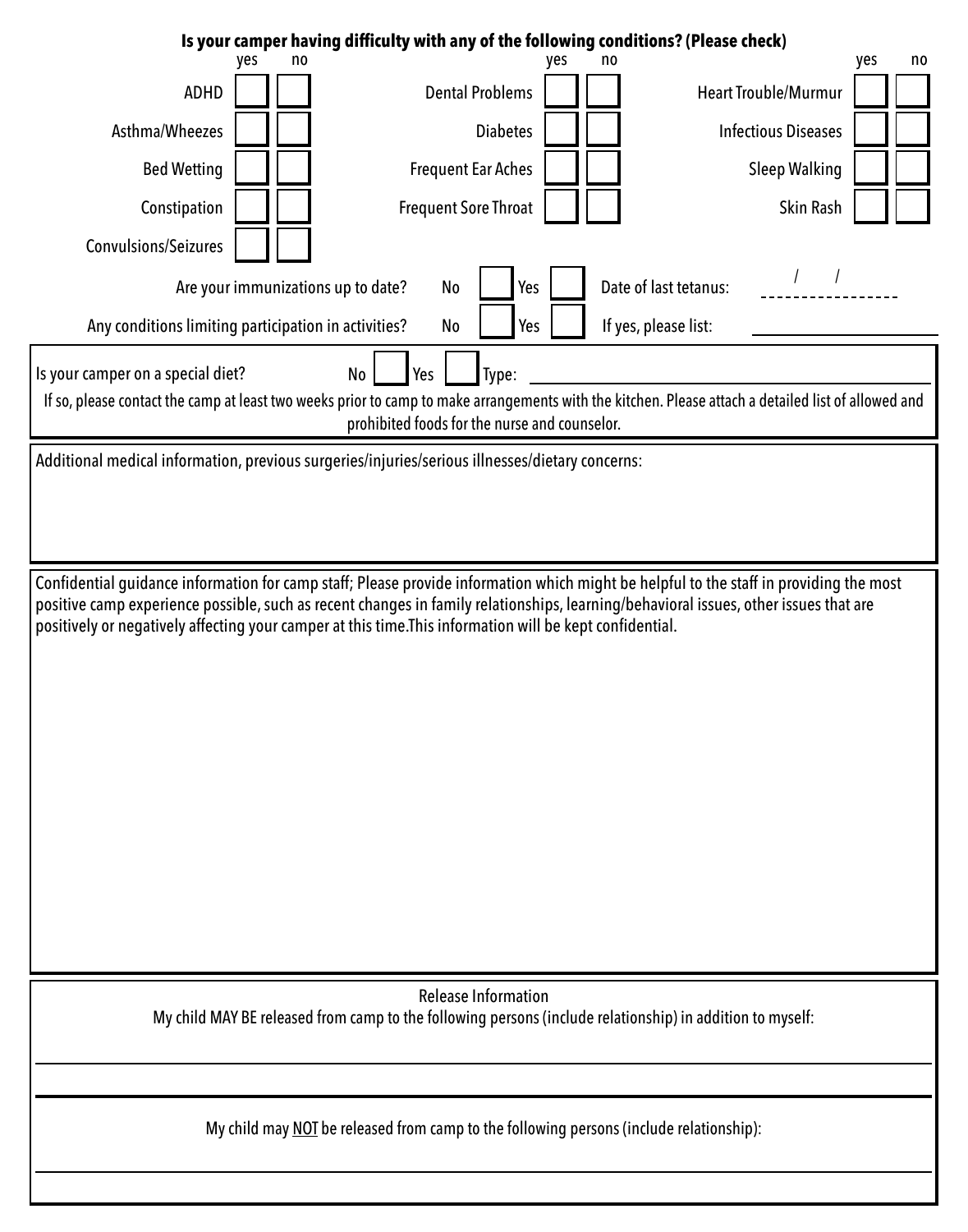**Is your camper having difficulty with any of the following conditions? (Please check)**

| | yes | no | | yes | no | | yes | no |
|---|---|---|---|---|---|---|---|---|
| ADHD | ☐ | ☐ | Dental Problems | ☐ | ☐ | Heart Trouble/Murmur | ☐ | ☐ |
| Asthma/Wheezes | ☐ | ☐ | Diabetes | ☐ | ☐ | Infectious Diseases | ☐ | ☐ |
| Bed Wetting | ☐ | ☐ | Frequent Ear Aches | ☐ | ☐ | Sleep Walking | ☐ | ☐ |
| Constipation | ☐ | ☐ | Frequent Sore Throat | ☐ | ☐ | Skin Rash | ☐ | ☐ |
| Convulsions/Seizures | ☐ | ☐ | | | | | | |

Are your immunizations up to date? No ☐ Yes ☐ Date of last tetanus: ___ / ___ / ___

Any conditions limiting participation in activities? No ☐ Yes ☐ If yes, please list: ____________________

Is your camper on a special diet? No ☐ Yes ☐ Type: ____________________

If so, please contact the camp at least two weeks prior to camp to make arrangements with the kitchen. Please attach a detailed list of allowed and prohibited foods for the nurse and counselor.

Additional medical information, previous surgeries/injuries/serious illnesses/dietary concerns:

Confidential guidance information for camp staff; Please provide information which might be helpful to the staff in providing the most positive camp experience possible, such as recent changes in family relationships, learning/behavioral issues, other issues that are positively or negatively affecting your camper at this time.This information will be kept confidential.

Release Information

My child MAY BE released from camp to the following persons (include relationship) in addition to myself:

____________________

____________________

My child may NOT be released from camp to the following persons (include relationship):

____________________